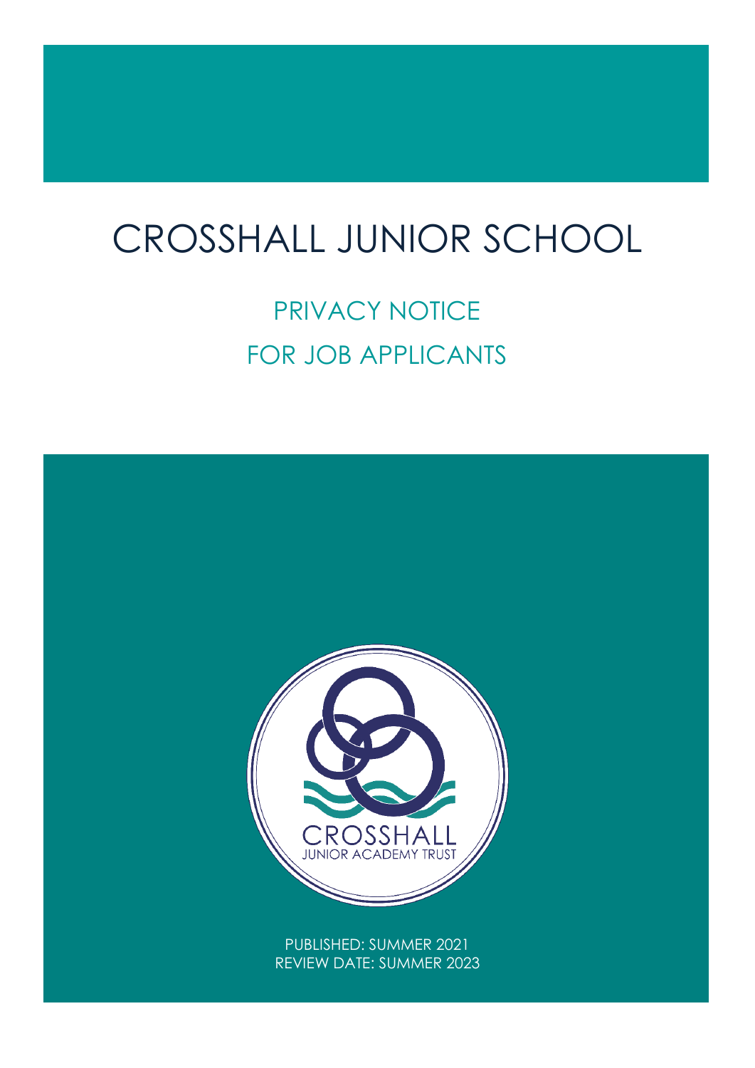# CROSSHALL JUNIOR SCHOOL

## PRIVACY NOTICE
## FOR JOB APPLICANTS

CROSSHALL
JUNIOR ACADEMY TRUST

PUBLISHED: SUMMER 2021
REVIEW DATE: SUMMER 2023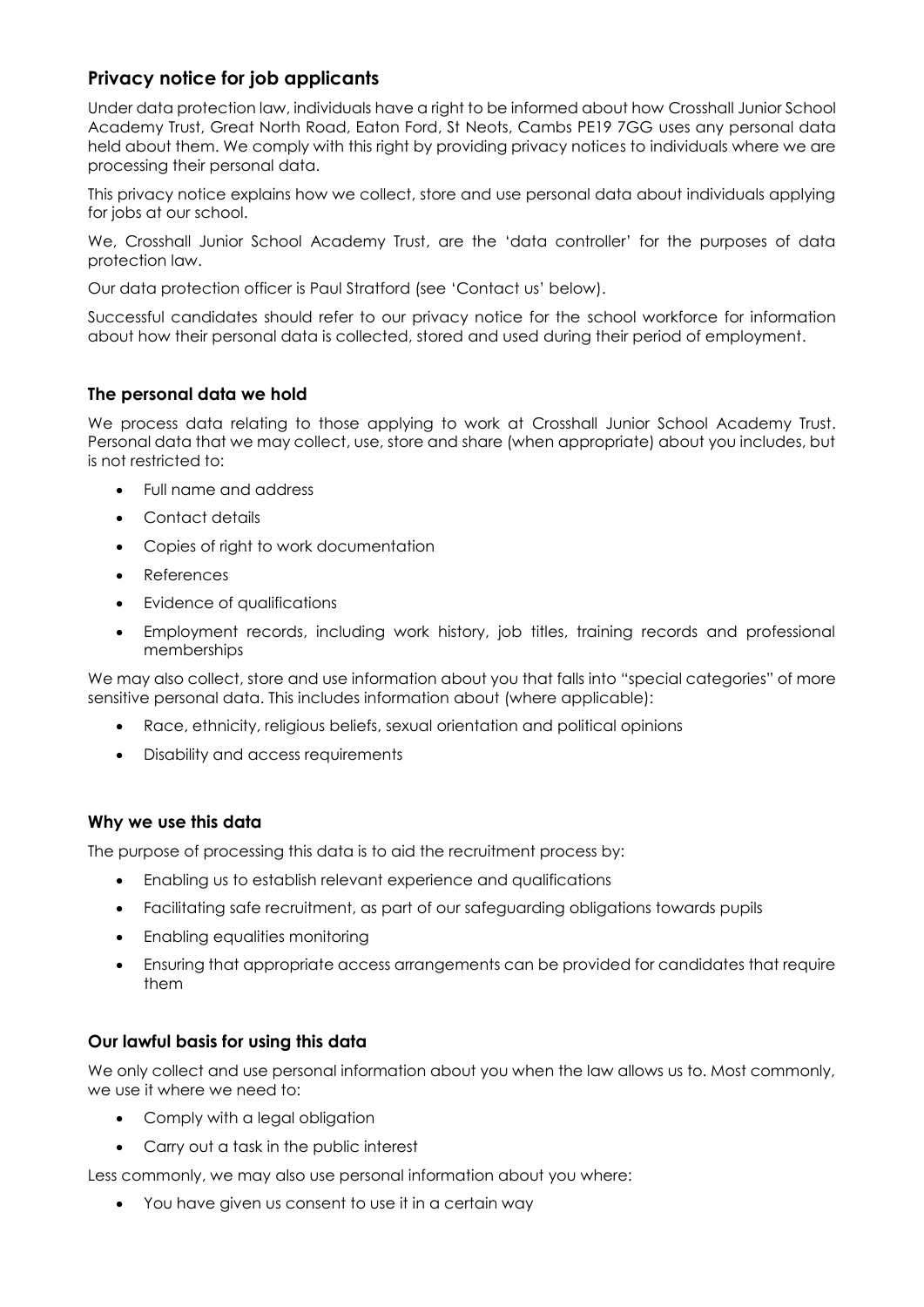## Privacy notice for job applicants

Under data protection law, individuals have a right to be informed about how Crosshall Junior School Academy Trust, Great North Road, Eaton Ford, St Neots, Cambs PE19 7GG uses any personal data held about them. We comply with this right by providing privacy notices to individuals where we are processing their personal data.

This privacy notice explains how we collect, store and use personal data about individuals applying for jobs at our school.

We, Crosshall Junior School Academy Trust, are the 'data controller' for the purposes of data protection law.

Our data protection officer is Paul Stratford (see 'Contact us' below).

Successful candidates should refer to our privacy notice for the school workforce for information about how their personal data is collected, stored and used during their period of employment.

### The personal data we hold

We process data relating to those applying to work at Crosshall Junior School Academy Trust. Personal data that we may collect, use, store and share (when appropriate) about you includes, but is not restricted to:

- Full name and address
- Contact details
- Copies of right to work documentation
- References
- Evidence of qualifications
- Employment records, including work history, job titles, training records and professional memberships

We may also collect, store and use information about you that falls into "special categories" of more sensitive personal data. This includes information about (where applicable):

- Race, ethnicity, religious beliefs, sexual orientation and political opinions
- Disability and access requirements

### Why we use this data

The purpose of processing this data is to aid the recruitment process by:

- Enabling us to establish relevant experience and qualifications
- Facilitating safe recruitment, as part of our safeguarding obligations towards pupils
- Enabling equalities monitoring
- Ensuring that appropriate access arrangements can be provided for candidates that require them

### Our lawful basis for using this data

We only collect and use personal information about you when the law allows us to. Most commonly, we use it where we need to:

- Comply with a legal obligation
- Carry out a task in the public interest

Less commonly, we may also use personal information about you where:

- You have given us consent to use it in a certain way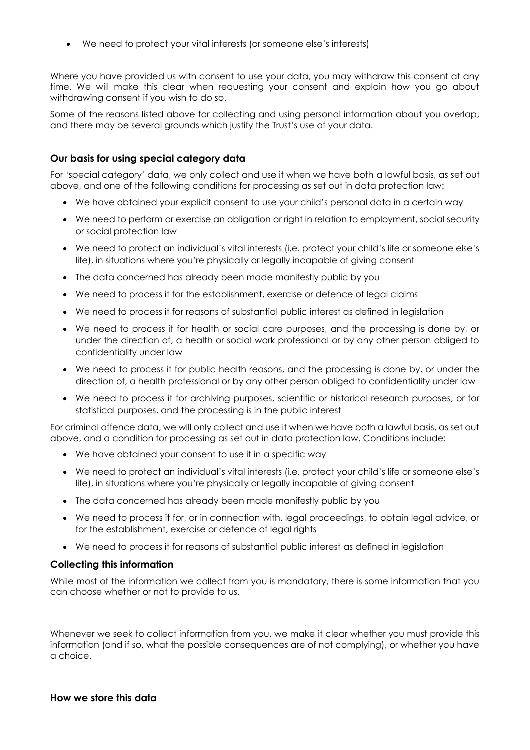- We need to protect your vital interests (or someone else's interests)

Where you have provided us with consent to use your data, you may withdraw this consent at any time. We will make this clear when requesting your consent and explain how you go about withdrawing consent if you wish to do so.

Some of the reasons listed above for collecting and using personal information about you overlap, and there may be several grounds which justify the Trust's use of your data.

### Our basis for using special category data

For 'special category' data, we only collect and use it when we have both a lawful basis, as set out above, and one of the following conditions for processing as set out in data protection law:

- We have obtained your explicit consent to use your child's personal data in a certain way
- We need to perform or exercise an obligation or right in relation to employment, social security or social protection law
- We need to protect an individual's vital interests (i.e. protect your child's life or someone else's life), in situations where you're physically or legally incapable of giving consent
- The data concerned has already been made manifestly public by you
- We need to process it for the establishment, exercise or defence of legal claims
- We need to process it for reasons of substantial public interest as defined in legislation
- We need to process it for health or social care purposes, and the processing is done by, or under the direction of, a health or social work professional or by any other person obliged to confidentiality under law
- We need to process it for public health reasons, and the processing is done by, or under the direction of, a health professional or by any other person obliged to confidentiality under law
- We need to process it for archiving purposes, scientific or historical research purposes, or for statistical purposes, and the processing is in the public interest

For criminal offence data, we will only collect and use it when we have both a lawful basis, as set out above, and a condition for processing as set out in data protection law. Conditions include:

- We have obtained your consent to use it in a specific way
- We need to protect an individual's vital interests (i.e. protect your child's life or someone else's life), in situations where you're physically or legally incapable of giving consent
- The data concerned has already been made manifestly public by you
- We need to process it for, or in connection with, legal proceedings, to obtain legal advice, or for the establishment, exercise or defence of legal rights
- We need to process it for reasons of substantial public interest as defined in legislation

### Collecting this information

While most of the information we collect from you is mandatory, there is some information that you can choose whether or not to provide to us.

Whenever we seek to collect information from you, we make it clear whether you must provide this information (and if so, what the possible consequences are of not complying), or whether you have a choice.

### How we store this data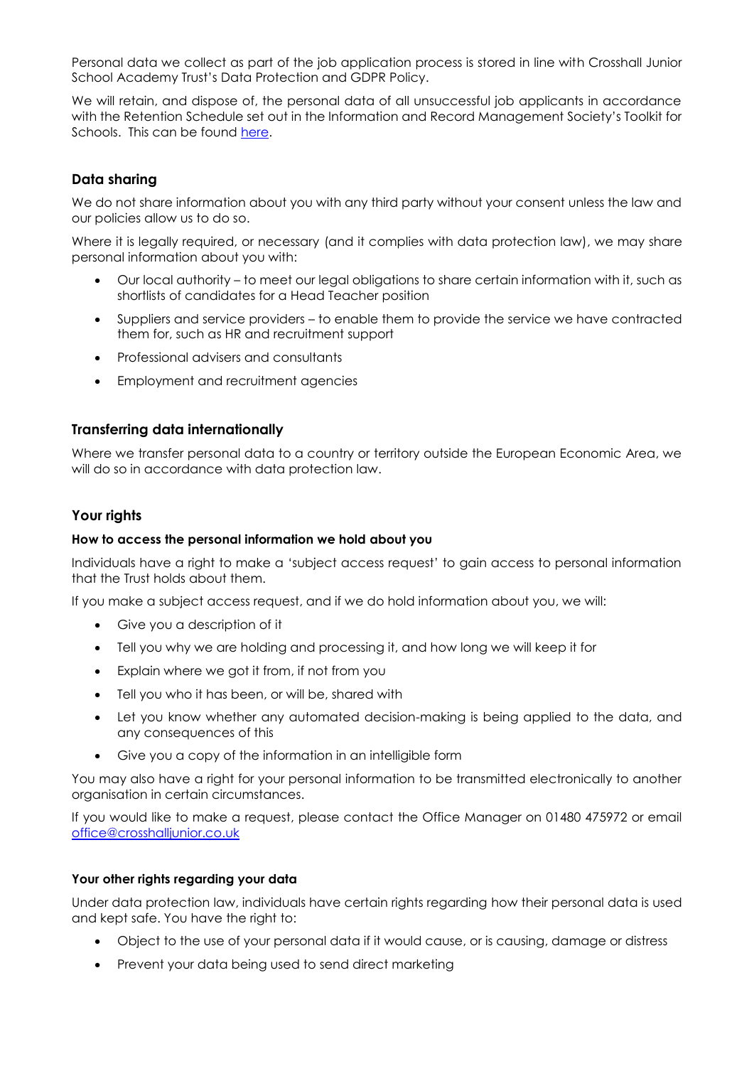Personal data we collect as part of the job application process is stored in line with Crosshall Junior School Academy Trust's Data Protection and GDPR Policy.

We will retain, and dispose of, the personal data of all unsuccessful job applicants in accordance with the Retention Schedule set out in the Information and Record Management Society's Toolkit for Schools. This can be found [here](#).

## Data sharing

We do not share information about you with any third party without your consent unless the law and our policies allow us to do so.

Where it is legally required, or necessary (and it complies with data protection law), we may share personal information about you with:

- Our local authority – to meet our legal obligations to share certain information with it, such as shortlists of candidates for a Head Teacher position
- Suppliers and service providers – to enable them to provide the service we have contracted them for, such as HR and recruitment support
- Professional advisers and consultants
- Employment and recruitment agencies

## Transferring data internationally

Where we transfer personal data to a country or territory outside the European Economic Area, we will do so in accordance with data protection law.

## Your rights

### How to access the personal information we hold about you

Individuals have a right to make a 'subject access request' to gain access to personal information that the Trust holds about them.

If you make a subject access request, and if we do hold information about you, we will:

- Give you a description of it
- Tell you why we are holding and processing it, and how long we will keep it for
- Explain where we got it from, if not from you
- Tell you who it has been, or will be, shared with
- Let you know whether any automated decision-making is being applied to the data, and any consequences of this
- Give you a copy of the information in an intelligible form

You may also have a right for your personal information to be transmitted electronically to another organisation in certain circumstances.

If you would like to make a request, please contact the Office Manager on 01480 475972 or email [office@crosshalljunior.co.uk](mailto:office@crosshalljunior.co.uk)

### Your other rights regarding your data

Under data protection law, individuals have certain rights regarding how their personal data is used and kept safe. You have the right to:

- Object to the use of your personal data if it would cause, or is causing, damage or distress
- Prevent your data being used to send direct marketing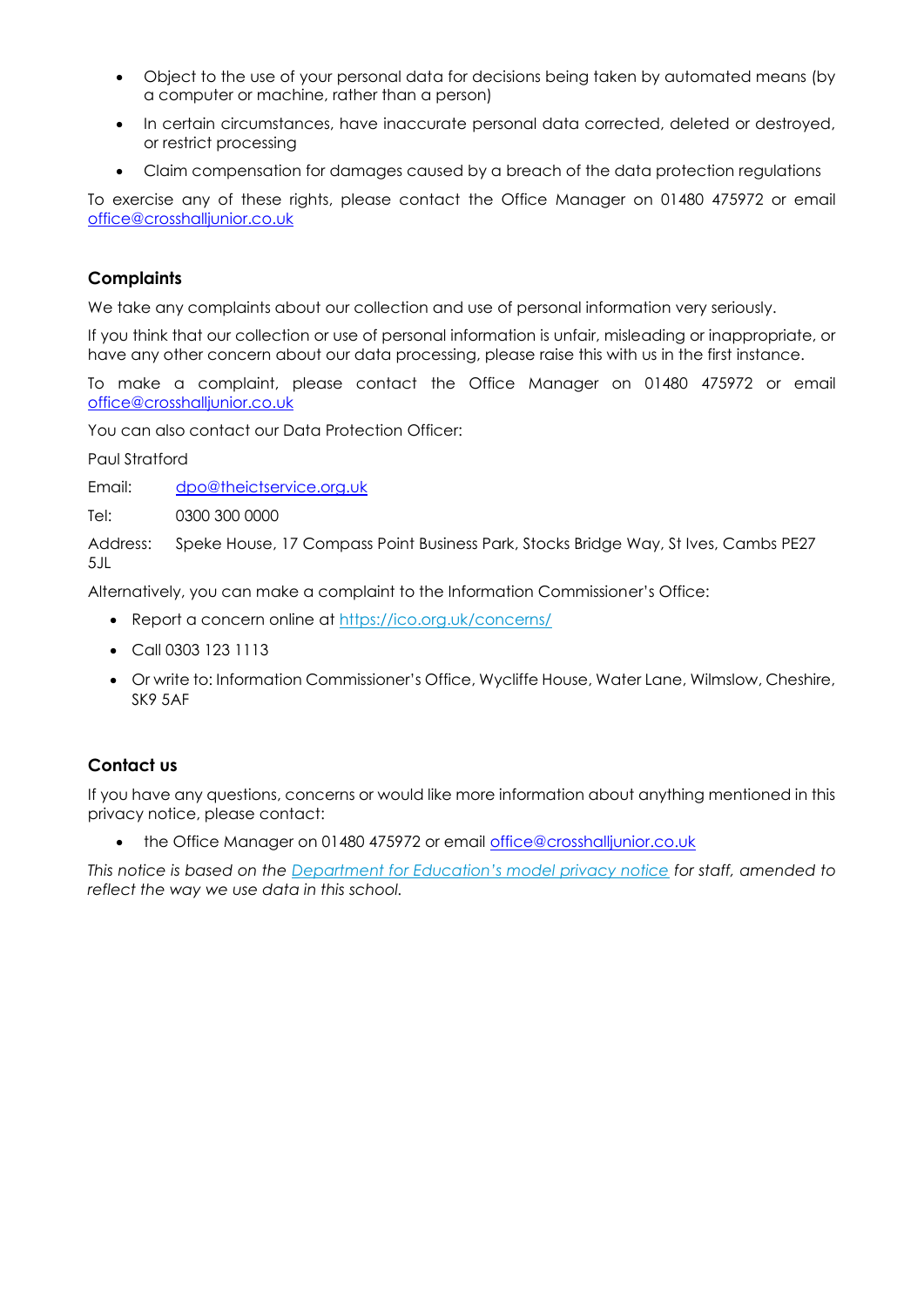- Object to the use of your personal data for decisions being taken by automated means (by a computer or machine, rather than a person)
- In certain circumstances, have inaccurate personal data corrected, deleted or destroyed, or restrict processing
- Claim compensation for damages caused by a breach of the data protection regulations

To exercise any of these rights, please contact the Office Manager on 01480 475972 or email office@crosshalljunior.co.uk

## Complaints

We take any complaints about our collection and use of personal information very seriously.

If you think that our collection or use of personal information is unfair, misleading or inappropriate, or have any other concern about our data processing, please raise this with us in the first instance.

To make a complaint, please contact the Office Manager on 01480 475972 or email office@crosshalljunior.co.uk

You can also contact our Data Protection Officer:

Paul Stratford

Email: dpo@theictservice.org.uk

Tel: 0300 300 0000

Address: Speke House, 17 Compass Point Business Park, Stocks Bridge Way, St Ives, Cambs PE27 5JL

Alternatively, you can make a complaint to the Information Commissioner's Office:

- Report a concern online at https://ico.org.uk/concerns/
- Call 0303 123 1113
- Or write to: Information Commissioner's Office, Wycliffe House, Water Lane, Wilmslow, Cheshire, SK9 5AF

## Contact us

If you have any questions, concerns or would like more information about anything mentioned in this privacy notice, please contact:

- the Office Manager on 01480 475972 or email office@crosshalljunior.co.uk

*This notice is based on the Department for Education's model privacy notice for staff, amended to reflect the way we use data in this school.*